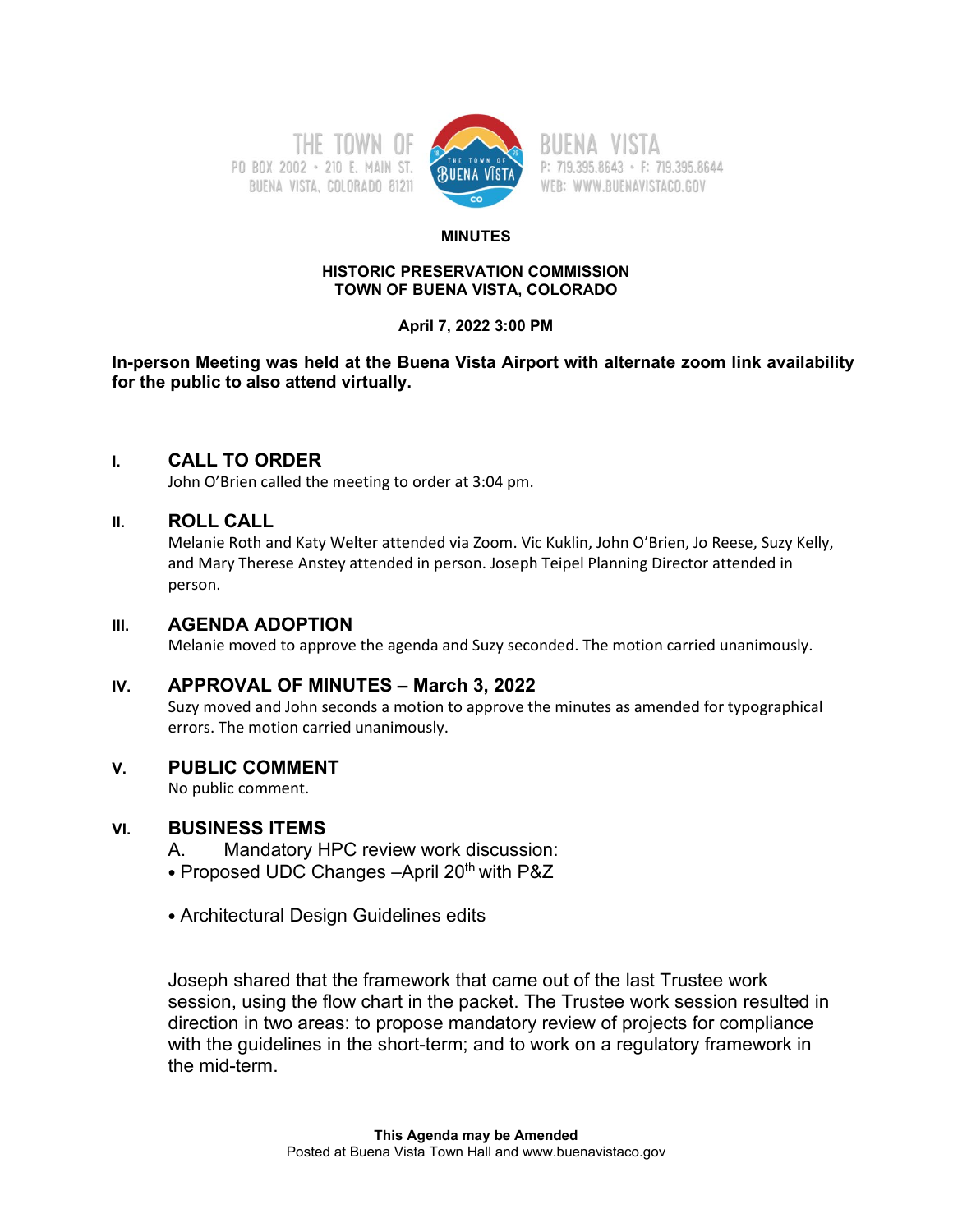THE TOWN OF BUENA VISTA
PO BOX 2002 • 210 E. MAIN ST.
BUENA VISTA, COLORADO 81211
P: 719.395.8643 • F: 719.395.8644
WEB: WWW.BUENAVISTACO.GOV

**MINUTES**

**HISTORIC PRESERVATION COMMISSION**
**TOWN OF BUENA VISTA, COLORADO**

**April 7, 2022 3:00 PM**

**In-person Meeting was held at the Buena Vista Airport with alternate zoom link availability for the public to also attend virtually.**

## I. CALL TO ORDER

John O'Brien called the meeting to order at 3:04 pm.

## II. ROLL CALL

Melanie Roth and Katy Welter attended via Zoom. Vic Kuklin, John O'Brien, Jo Reese, Suzy Kelly, and Mary Therese Anstey attended in person. Joseph Teipel Planning Director attended in person.

## III. AGENDA ADOPTION

Melanie moved to approve the agenda and Suzy seconded. The motion carried unanimously.

## IV. APPROVAL OF MINUTES – March 3, 2022

Suzy moved and John seconds a motion to approve the minutes as amended for typographical errors. The motion carried unanimously.

## V. PUBLIC COMMENT

No public comment.

## VI. BUSINESS ITEMS

A. Mandatory HPC review work discussion:

- Proposed UDC Changes –April 20th with P&Z

- Architectural Design Guidelines edits

Joseph shared that the framework that came out of the last Trustee work session, using the flow chart in the packet. The Trustee work session resulted in direction in two areas: to propose mandatory review of projects for compliance with the guidelines in the short-term; and to work on a regulatory framework in the mid-term.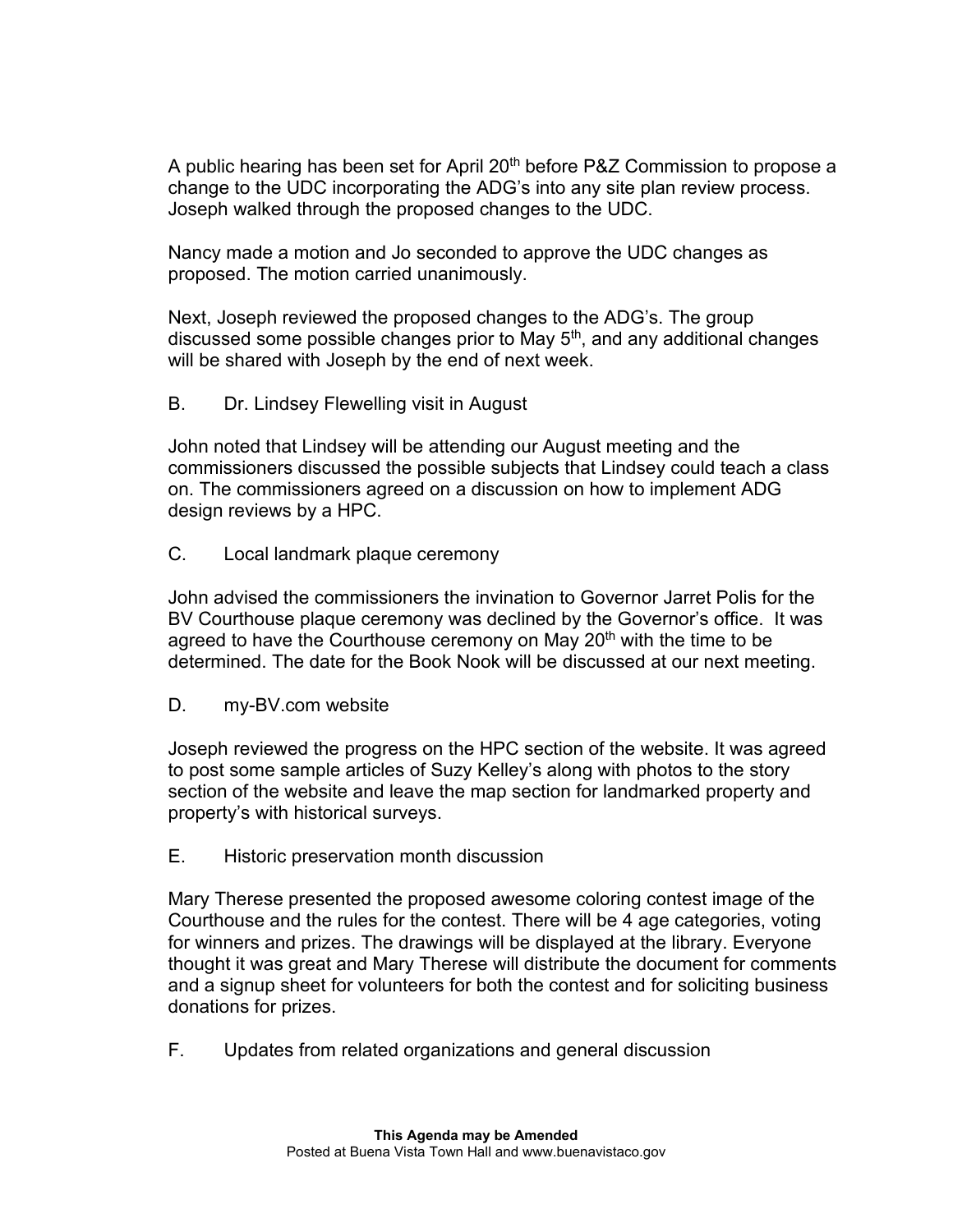A public hearing has been set for April 20th before P&Z Commission to propose a change to the UDC incorporating the ADG's into any site plan review process. Joseph walked through the proposed changes to the UDC.

Nancy made a motion and Jo seconded to approve the UDC changes as proposed. The motion carried unanimously.

Next, Joseph reviewed the proposed changes to the ADG's. The group discussed some possible changes prior to May 5th, and any additional changes will be shared with Joseph by the end of next week.

B. Dr. Lindsey Flewelling visit in August

John noted that Lindsey will be attending our August meeting and the commissioners discussed the possible subjects that Lindsey could teach a class on. The commissioners agreed on a discussion on how to implement ADG design reviews by a HPC.

C. Local landmark plaque ceremony

John advised the commissioners the invination to Governor Jarret Polis for the BV Courthouse plaque ceremony was declined by the Governor's office. It was agreed to have the Courthouse ceremony on May 20th with the time to be determined. The date for the Book Nook will be discussed at our next meeting.

D. my-BV.com website

Joseph reviewed the progress on the HPC section of the website. It was agreed to post some sample articles of Suzy Kelley's along with photos to the story section of the website and leave the map section for landmarked property and property's with historical surveys.

E. Historic preservation month discussion

Mary Therese presented the proposed awesome coloring contest image of the Courthouse and the rules for the contest. There will be 4 age categories, voting for winners and prizes. The drawings will be displayed at the library. Everyone thought it was great and Mary Therese will distribute the document for comments and a signup sheet for volunteers for both the contest and for soliciting business donations for prizes.

F. Updates from related organizations and general discussion

**This Agenda may be Amended**
Posted at Buena Vista Town Hall and www.buenavistaco.gov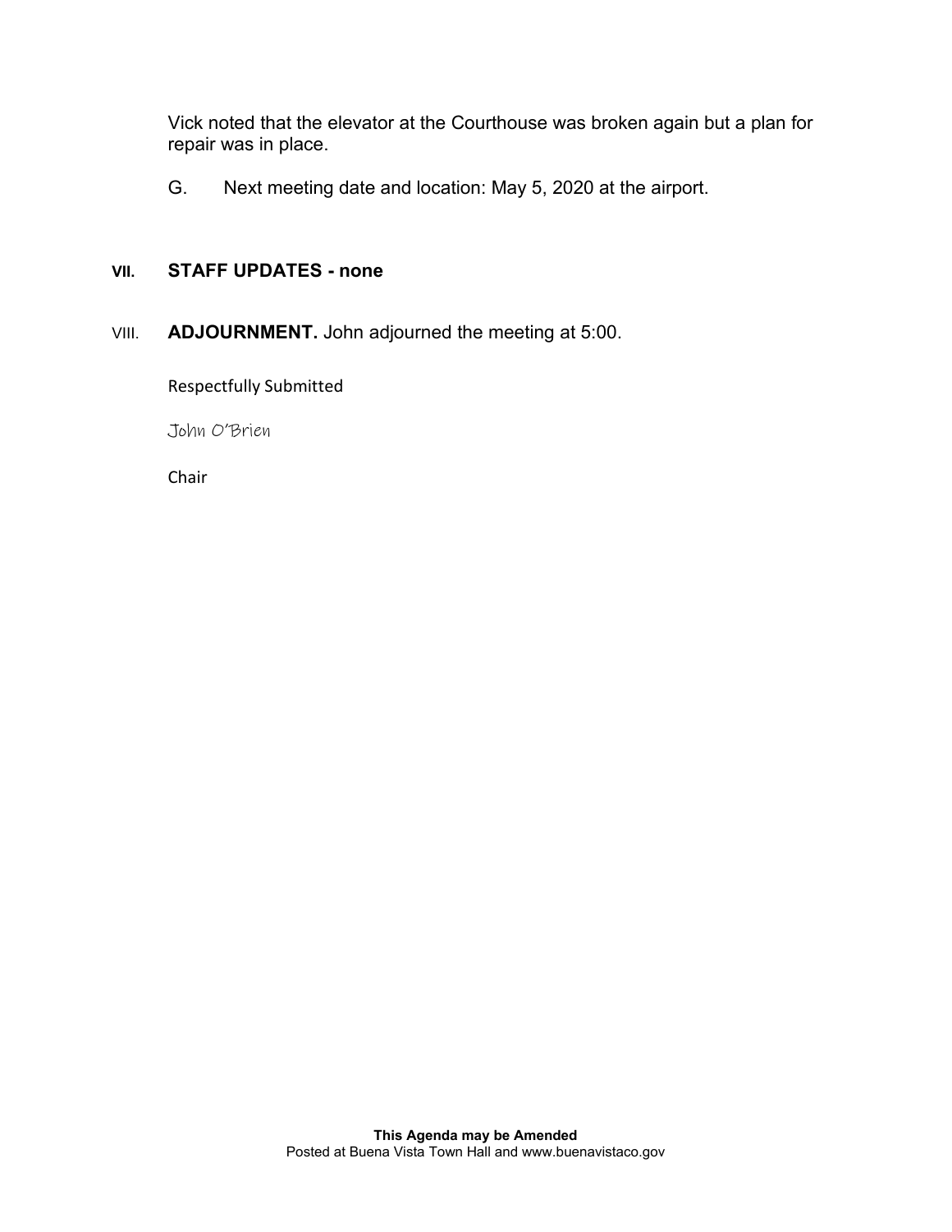Vick noted that the elevator at the Courthouse was broken again but a plan for repair was in place.

G. Next meeting date and location: May 5, 2020 at the airport.

## VII. STAFF UPDATES - none

VIII. **ADJOURNMENT.** John adjourned the meeting at 5:00.

Respectfully Submitted

John O'Brien

Chair

**This Agenda may be Amended**
Posted at Buena Vista Town Hall and www.buenavistaco.gov